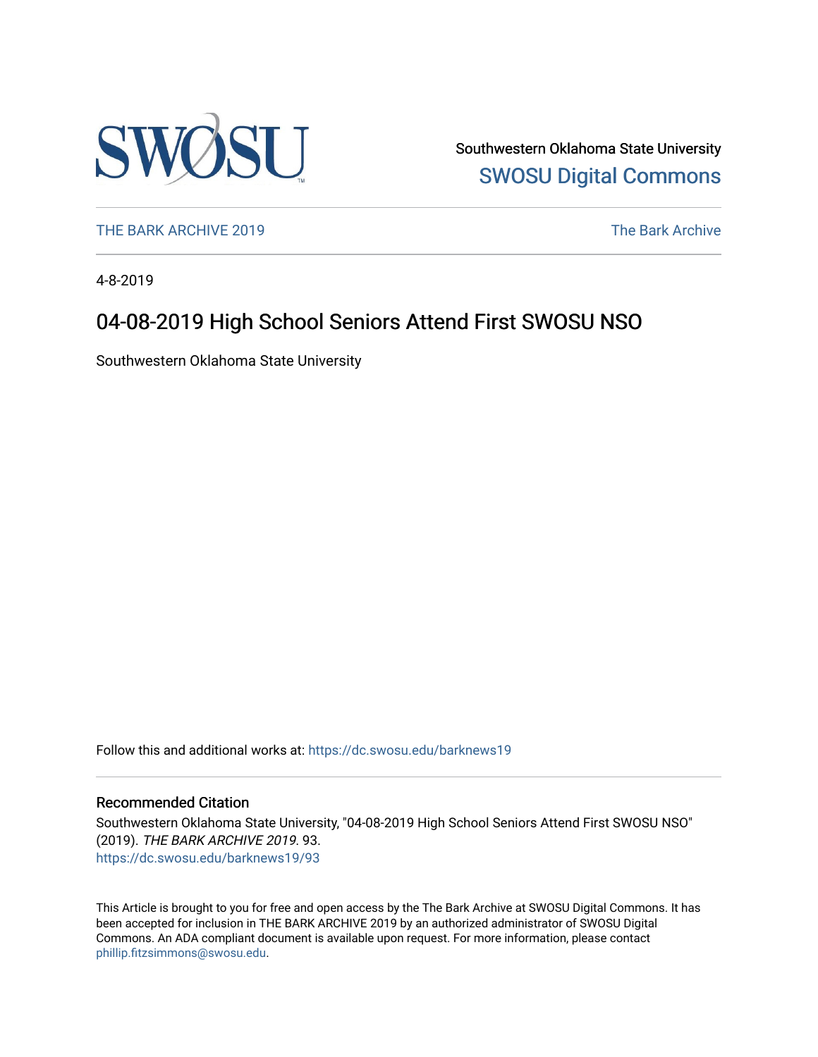Southwestern Oklahoma State University

SWOSU Digital Commons

THE BARK ARCHIVE 2019

The Bark Archive

4-8-2019

# 04-08-2019 High School Seniors Attend First SWOSU NSO

Southwestern Oklahoma State University

Follow this and additional works at: https://dc.swosu.edu/barknews19

## Recommended Citation

Southwestern Oklahoma State University, "04-08-2019 High School Seniors Attend First SWOSU NSO" (2019). *THE BARK ARCHIVE 2019*. 93.
https://dc.swosu.edu/barknews19/93

This Article is brought to you for free and open access by the The Bark Archive at SWOSU Digital Commons. It has been accepted for inclusion in THE BARK ARCHIVE 2019 by an authorized administrator of SWOSU Digital Commons. An ADA compliant document is available upon request. For more information, please contact phillip.fitzsimmons@swosu.edu.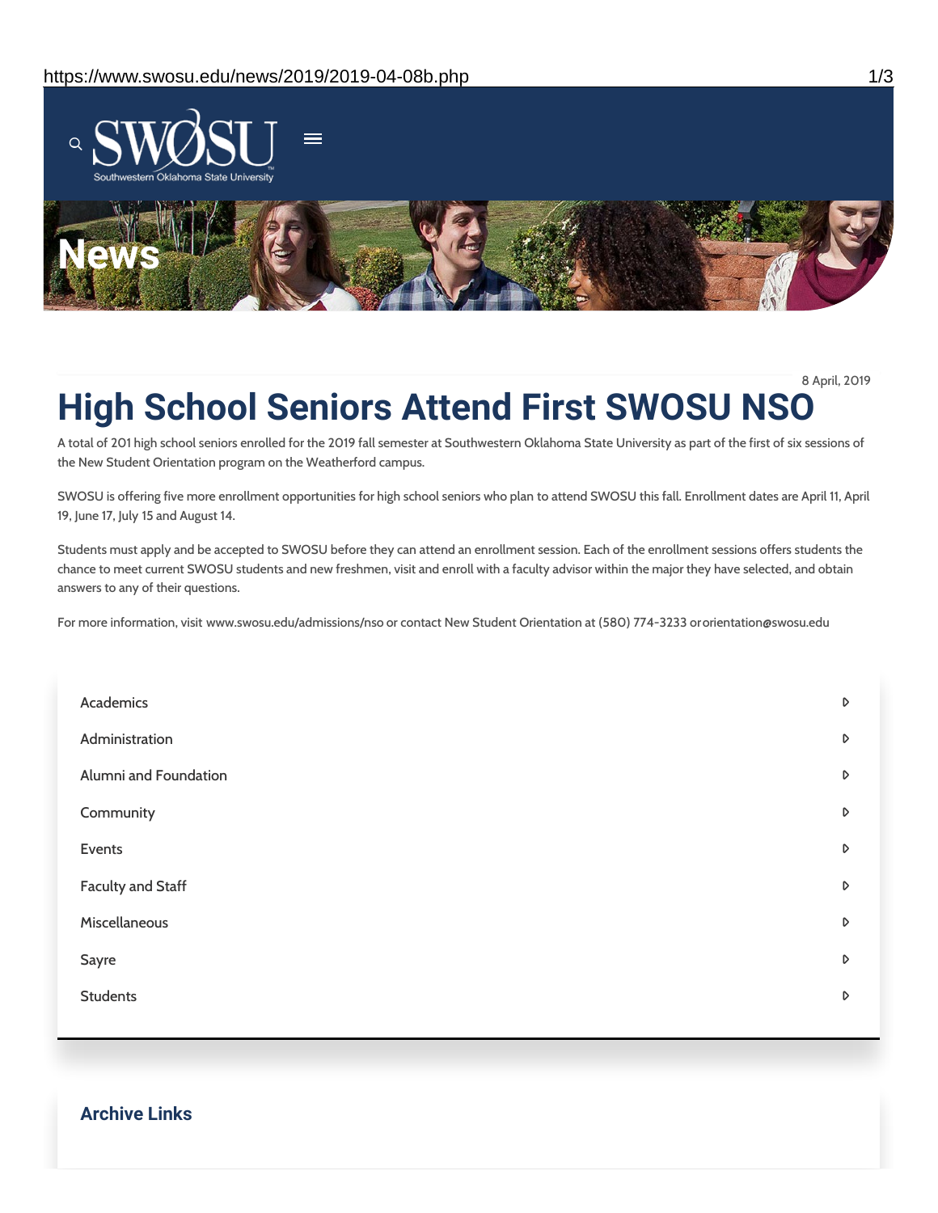# News

8 April, 2019

# High School Seniors Attend First SWOSU NSO

A total of 201 high school seniors enrolled for the 2019 fall semester at Southwestern Oklahoma State University as part of the first of six sessions of the New Student Orientation program on the Weatherford campus.

SWOSU is offering five more enrollment opportunities for high school seniors who plan to attend SWOSU this fall. Enrollment dates are April 11, April 19, June 17, July 15 and August 14.

Students must apply and be accepted to SWOSU before they can attend an enrollment session. Each of the enrollment sessions offers students the chance to meet current SWOSU students and new freshmen, visit and enroll with a faculty advisor within the major they have selected, and obtain answers to any of their questions.

For more information, visit www.swosu.edu/admissions/nso or contact New Student Orientation at (580) 774-3233 or orientation@swosu.edu

- Academics
- Administration
- Alumni and Foundation
- Community
- Events
- Faculty and Staff
- Miscellaneous
- Sayre
- Students

## Archive Links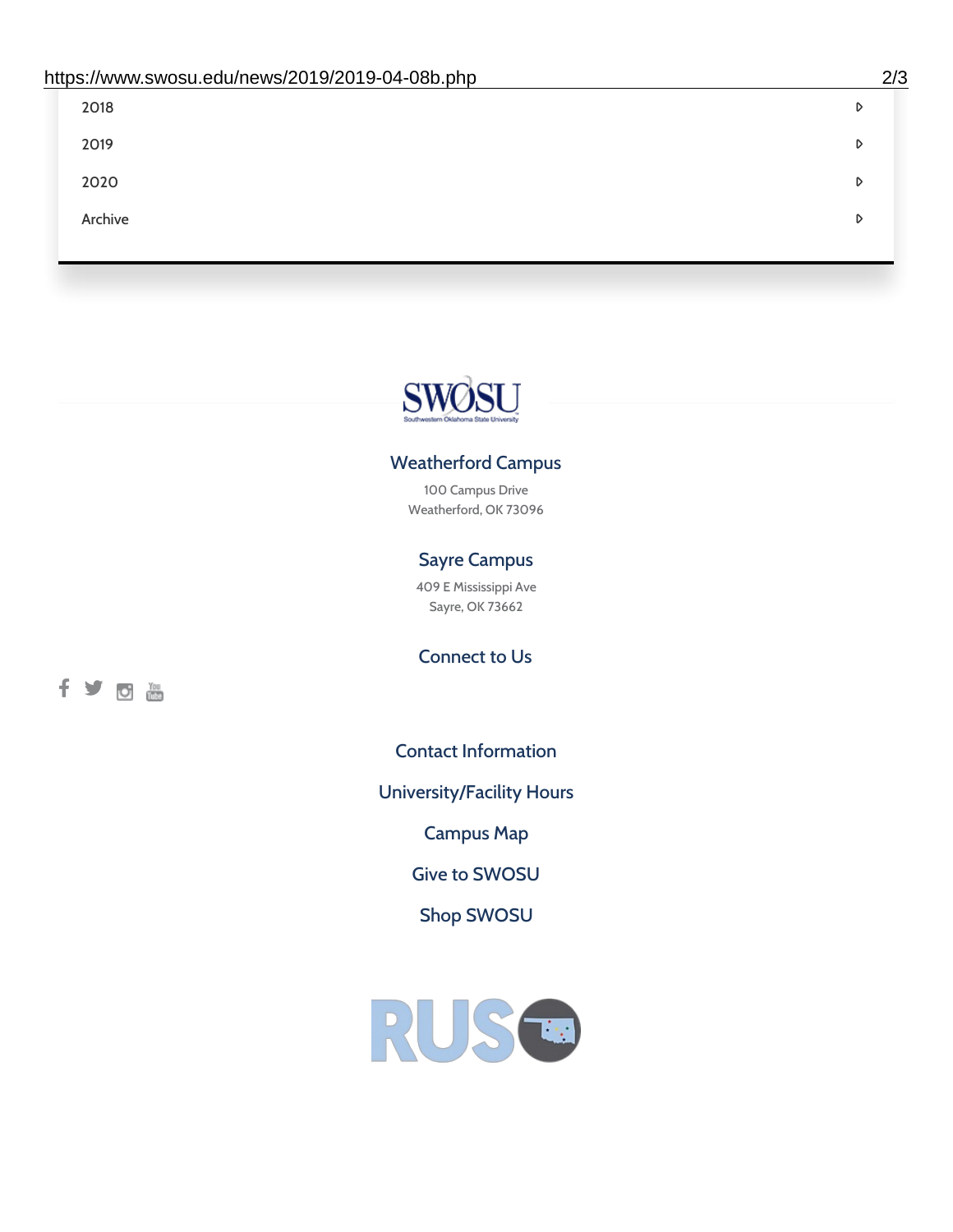2018

2019

2020

Archive

SWOSU

Southwestern Oklahoma State University

## Weatherford Campus

100 Campus Drive
Weatherford, OK 73096

## Sayre Campus

409 E Mississippi Ave
Sayre, OK 73662

## Connect to Us

Contact Information

University/Facility Hours

Campus Map

Give to SWOSU

Shop SWOSU

RUSO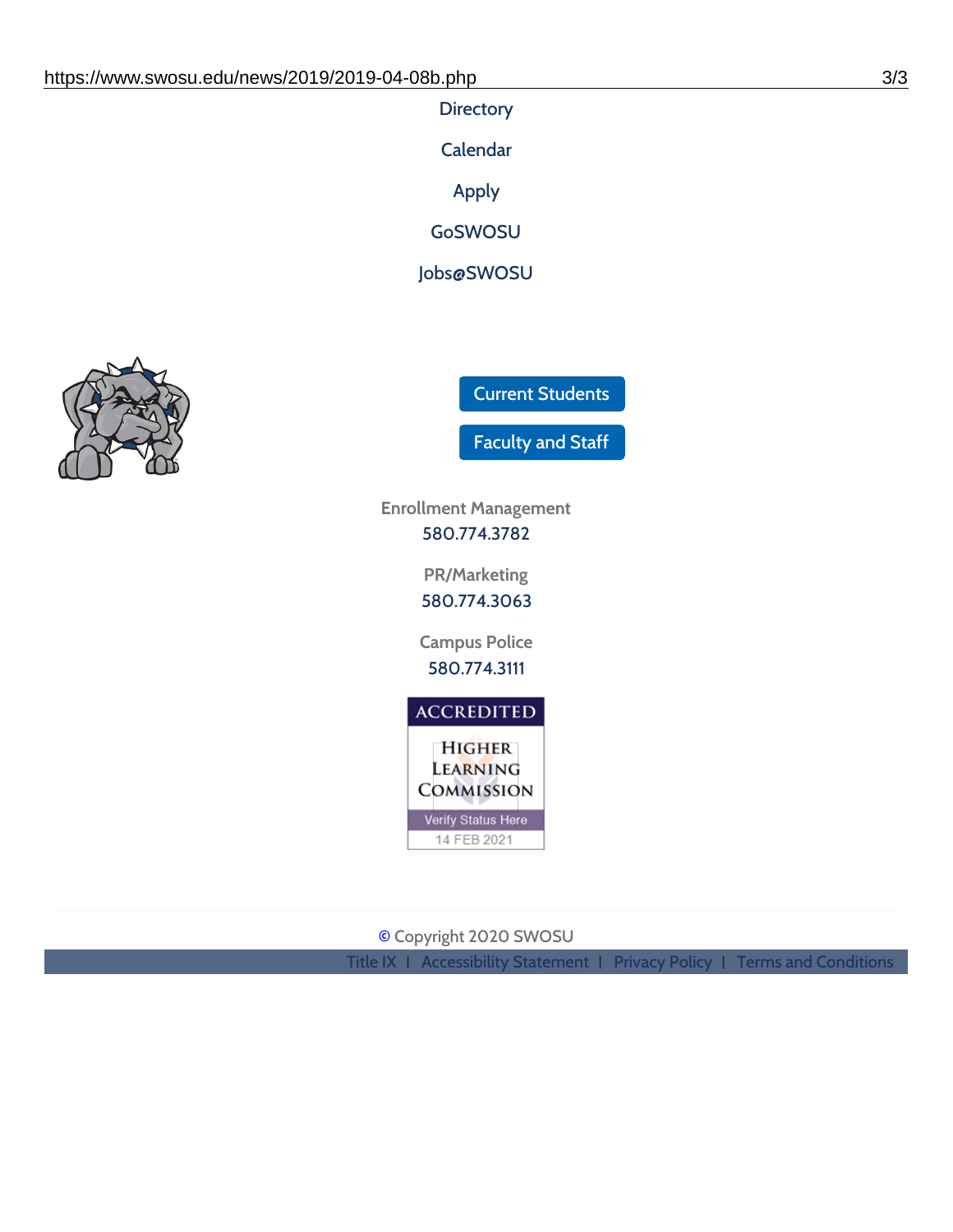Directory

Calendar

Apply

GoSWOSU

Jobs@SWOSU

Current Students

Faculty and Staff

Enrollment Management
580.774.3782

PR/Marketing
580.774.3063

Campus Police
580.774.3111

ACCREDITED
HIGHER LEARNING COMMISSION
Verify Status Here
14 FEB 2021

© Copyright 2020 SWOSU

Title IX | Accessibility Statement | Privacy Policy | Terms and Conditions